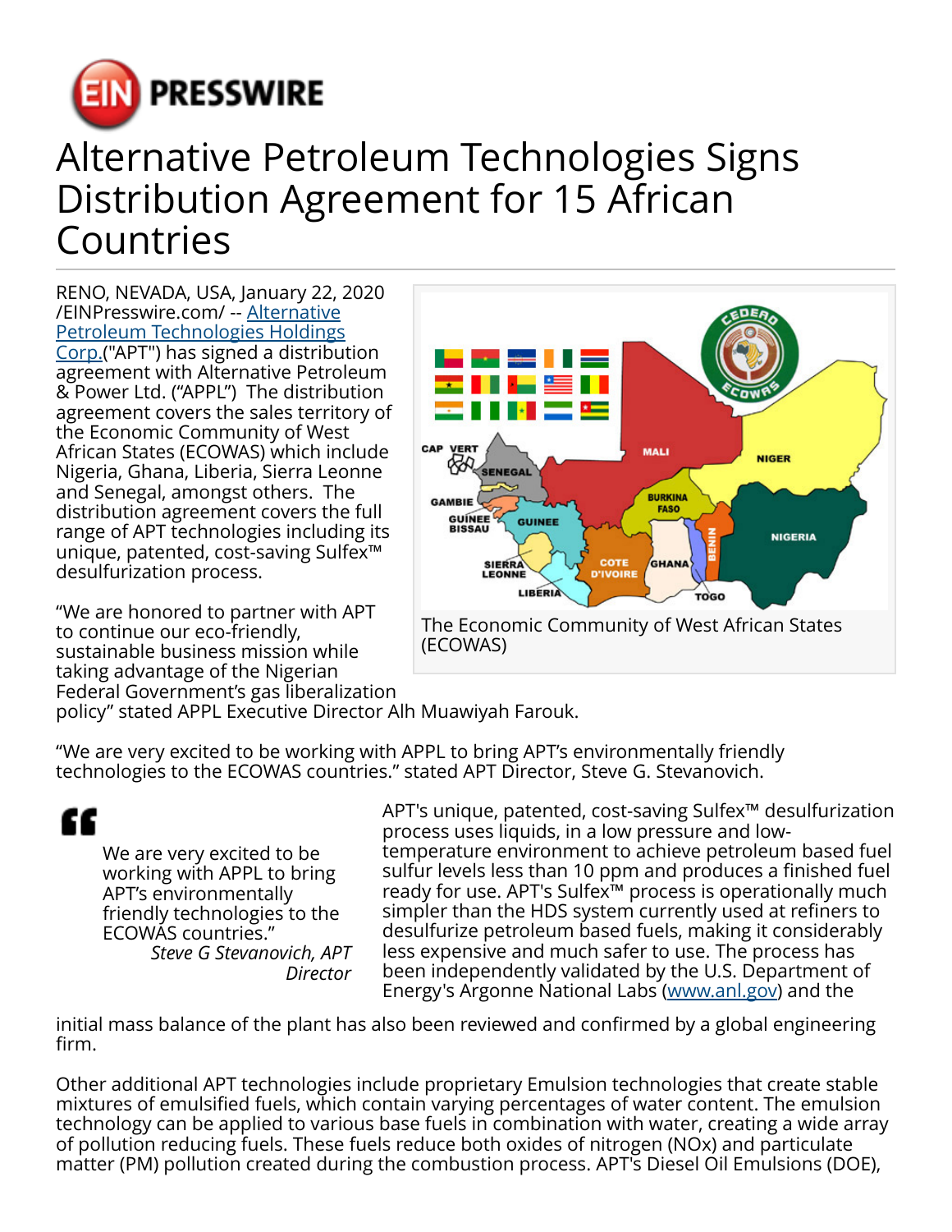# Alternative Petroleum Technologies Signs Distribution Agreement for 15 African Countries

RENO, NEVADA, USA, January 22, 2020 /EINPresswire.com/ -- Alternative Petroleum Technologies Holdings Corp.("APT") has signed a distribution agreement with Alternative Petroleum & Power Ltd. ("APPL") The distribution agreement covers the sales territory of the Economic Community of West African States (ECOWAS) which include Nigeria, Ghana, Liberia, Sierra Leonne and Senegal, amongst others. The distribution agreement covers the full range of APT technologies including its unique, patented, cost-saving Sulfex™ desulfurization process.

The Economic Community of West African States (ECOWAS)

"We are honored to partner with APT to continue our eco-friendly, sustainable business mission while taking advantage of the Nigerian Federal Government's gas liberalization policy" stated APPL Executive Director Alh Muawiyah Farouk.

"We are very excited to be working with APPL to bring APT's environmentally friendly technologies to the ECOWAS countries." stated APT Director, Steve G. Stevanovich.

> We are very excited to be working with APPL to bring APT's environmentally friendly technologies to the ECOWAS countries."
>
> *Steve G Stevanovich, APT Director*

APT's unique, patented, cost-saving Sulfex™ desulfurization process uses liquids, in a low pressure and low-temperature environment to achieve petroleum based fuel sulfur levels less than 10 ppm and produces a finished fuel ready for use. APT's Sulfex™ process is operationally much simpler than the HDS system currently used at refiners to desulfurize petroleum based fuels, making it considerably less expensive and much safer to use. The process has been independently validated by the U.S. Department of Energy's Argonne National Labs (www.anl.gov) and the initial mass balance of the plant has also been reviewed and confirmed by a global engineering firm.

Other additional APT technologies include proprietary Emulsion technologies that create stable mixtures of emulsified fuels, which contain varying percentages of water content. The emulsion technology can be applied to various base fuels in combination with water, creating a wide array of pollution reducing fuels. These fuels reduce both oxides of nitrogen (NOx) and particulate matter (PM) pollution created during the combustion process. APT's Diesel Oil Emulsions (DOE),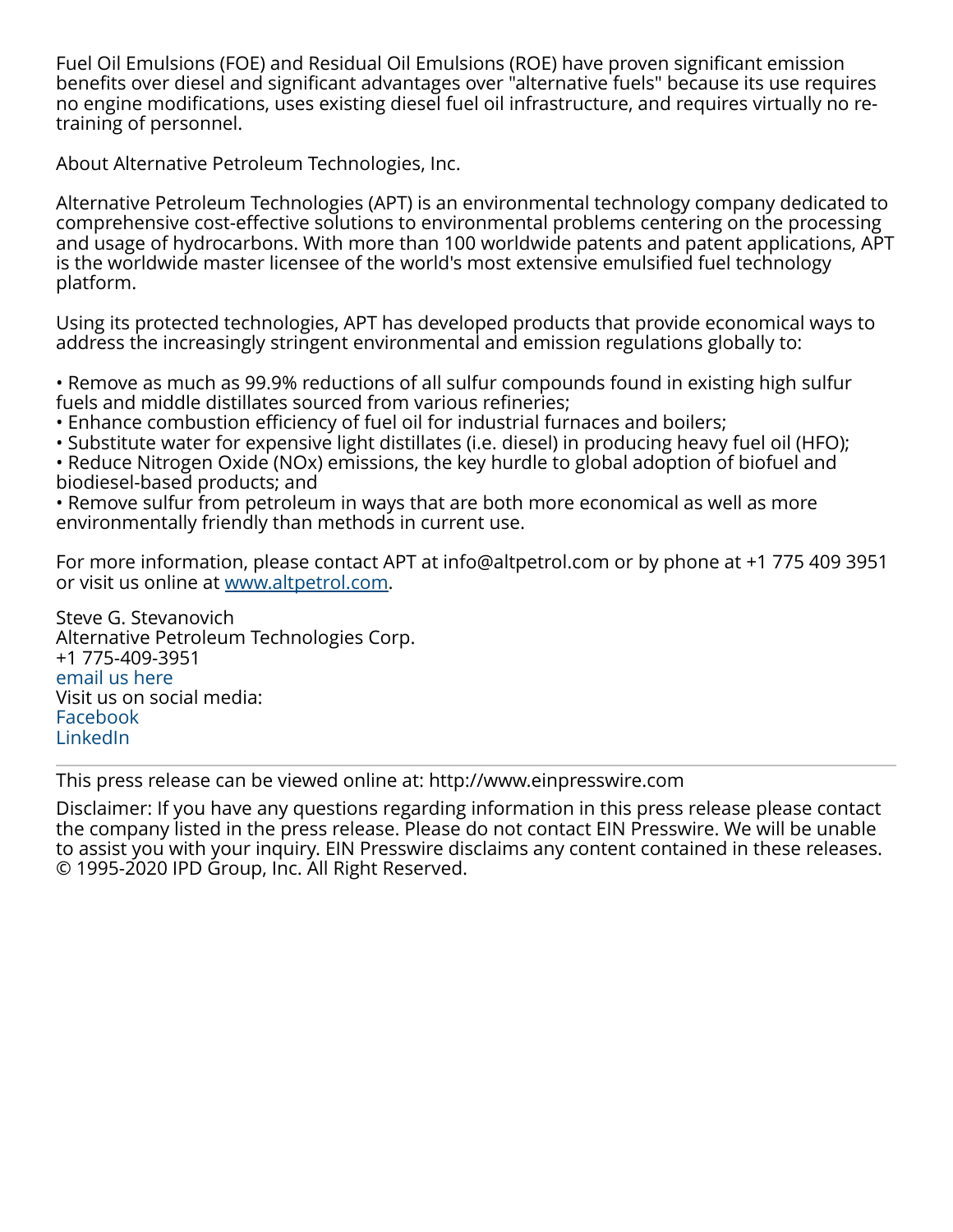Fuel Oil Emulsions (FOE) and Residual Oil Emulsions (ROE) have proven significant emission benefits over diesel and significant advantages over "alternative fuels" because its use requires no engine modifications, uses existing diesel fuel oil infrastructure, and requires virtually no re-training of personnel.

About Alternative Petroleum Technologies, Inc.

Alternative Petroleum Technologies (APT) is an environmental technology company dedicated to comprehensive cost-effective solutions to environmental problems centering on the processing and usage of hydrocarbons. With more than 100 worldwide patents and patent applications, APT is the worldwide master licensee of the world's most extensive emulsified fuel technology platform.

Using its protected technologies, APT has developed products that provide economical ways to address the increasingly stringent environmental and emission regulations globally to:

- Remove as much as 99.9% reductions of all sulfur compounds found in existing high sulfur fuels and middle distillates sourced from various refineries;
- Enhance combustion efficiency of fuel oil for industrial furnaces and boilers;
- Substitute water for expensive light distillates (i.e. diesel) in producing heavy fuel oil (HFO);
- Reduce Nitrogen Oxide (NOx) emissions, the key hurdle to global adoption of biofuel and biodiesel-based products; and
- Remove sulfur from petroleum in ways that are both more economical as well as more environmentally friendly than methods in current use.

For more information, please contact APT at info@altpetrol.com or by phone at +1 775 409 3951 or visit us online at [www.altpetrol.com](http://www.altpetrol.com).

Steve G. Stevanovich
Alternative Petroleum Technologies Corp.
+1 775-409-3951
email us here
Visit us on social media:
Facebook
LinkedIn

---

This press release can be viewed online at: http://www.einpresswire.com

Disclaimer: If you have any questions regarding information in this press release please contact the company listed in the press release. Please do not contact EIN Presswire. We will be unable to assist you with your inquiry. EIN Presswire disclaims any content contained in these releases. © 1995-2020 IPD Group, Inc. All Right Reserved.